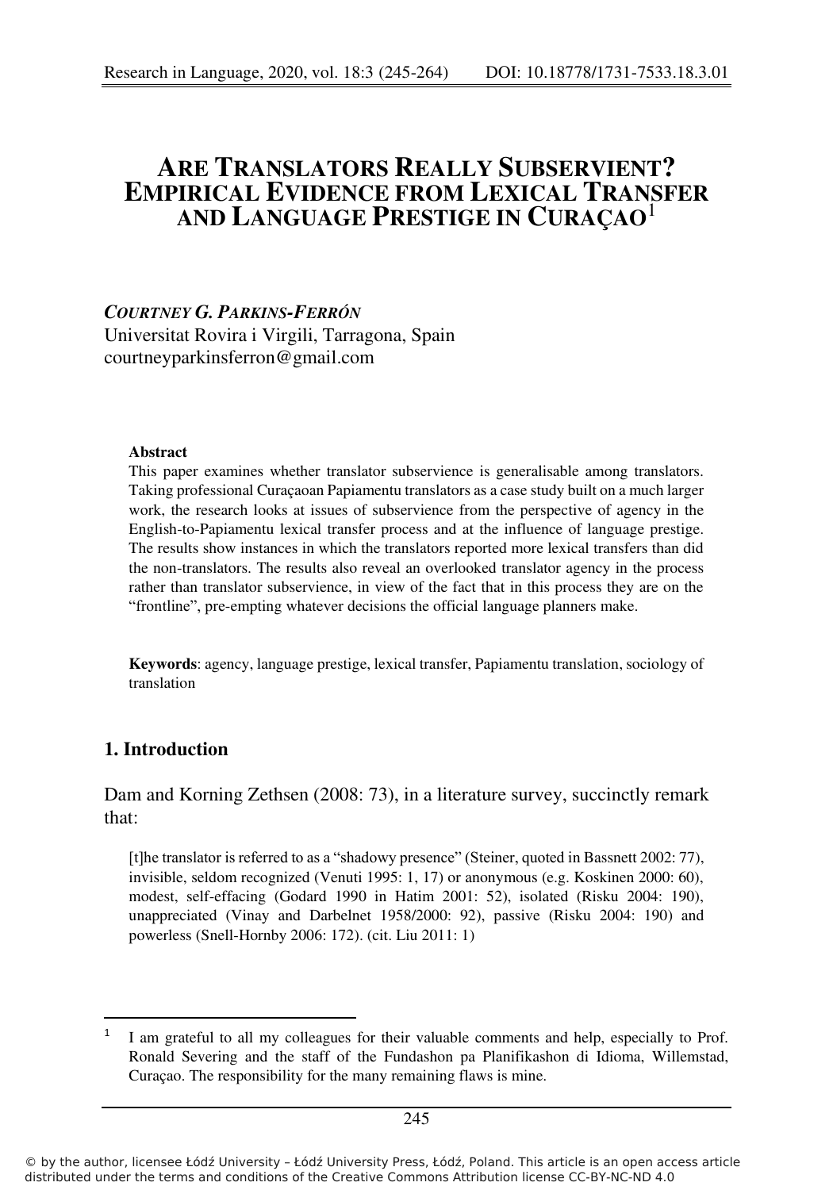# ARE TRANSLATORS REALLY SUBSERVIENT? EMPIRICAL EVIDENCE FROM LEXICAL TRANSFER AND LANGUAGE PRESTIGE IN CURAÇAO[1]

***COURTNEY G. PARKINS-FERRÓN***
Universitat Rovira i Virgili, Tarragona, Spain
courtneyparkinsferron@gmail.com

**Abstract**

This paper examines whether translator subservience is generalisable among translators. Taking professional Curaçaoan Papiamentu translators as a case study built on a much larger work, the research looks at issues of subservience from the perspective of agency in the English-to-Papiamentu lexical transfer process and at the influence of language prestige. The results show instances in which the translators reported more lexical transfers than did the non-translators. The results also reveal an overlooked translator agency in the process rather than translator subservience, in view of the fact that in this process they are on the "frontline", pre-empting whatever decisions the official language planners make.

**Keywords**: agency, language prestige, lexical transfer, Papiamentu translation, sociology of translation

## 1. Introduction

Dam and Korning Zethsen (2008: 73), in a literature survey, succinctly remark that:

> [t]he translator is referred to as a "shadowy presence" (Steiner, quoted in Bassnett 2002: 77), invisible, seldom recognized (Venuti 1995: 1, 17) or anonymous (e.g. Koskinen 2000: 60), modest, self-effacing (Godard 1990 in Hatim 2001: 52), isolated (Risku 2004: 190), unappreciated (Vinay and Darbelnet 1958/2000: 92), passive (Risku 2004: 190) and powerless (Snell-Hornby 2006: 172). (cit. Liu 2011: 1)

---

[1] I am grateful to all my colleagues for their valuable comments and help, especially to Prof. Ronald Severing and the staff of the Fundashon pa Planifikashon di Idioma, Willemstad, Curaçao. The responsibility for the many remaining flaws is mine.

© by the author, licensee Łódź University – Łódź University Press, Łódź, Poland. This article is an open access article distributed under the terms and conditions of the Creative Commons Attribution license CC-BY-NC-ND 4.0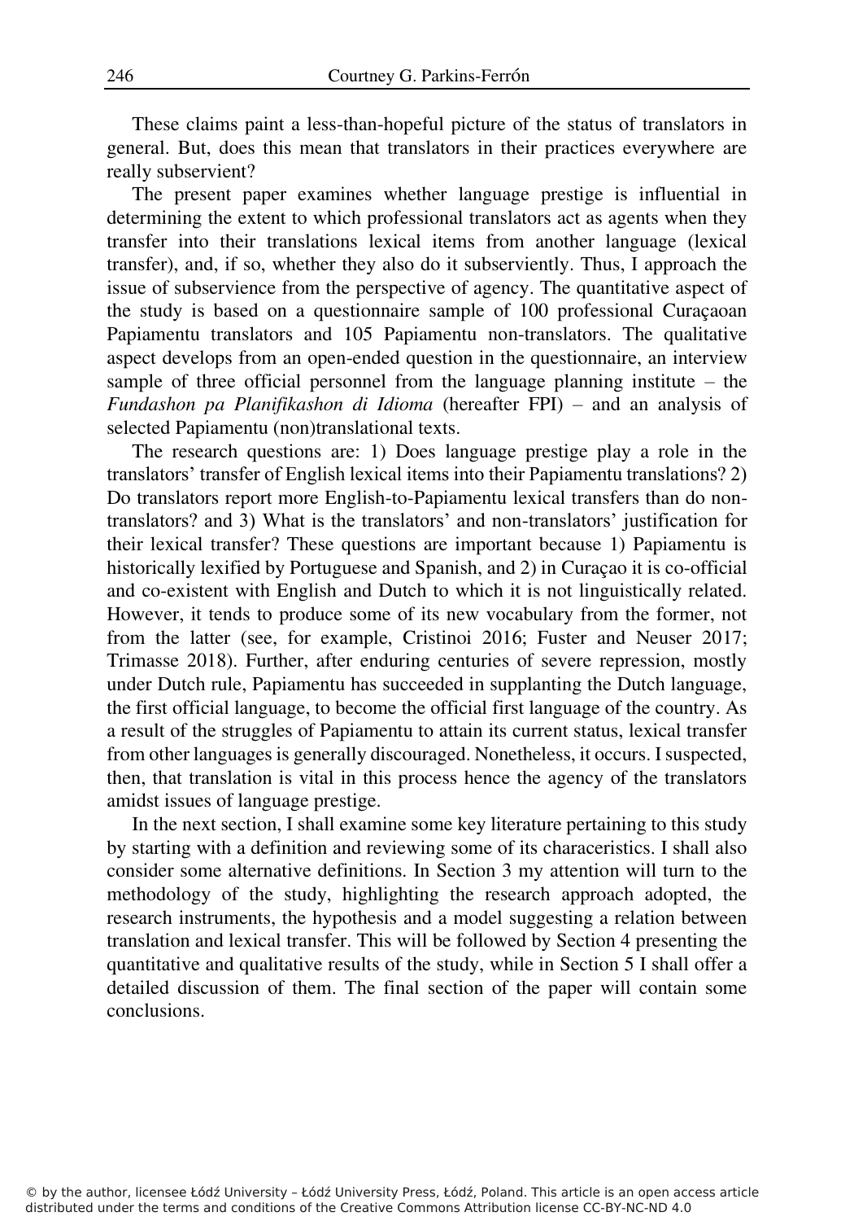These claims paint a less-than-hopeful picture of the status of translators in general. But, does this mean that translators in their practices everywhere are really subservient?

The present paper examines whether language prestige is influential in determining the extent to which professional translators act as agents when they transfer into their translations lexical items from another language (lexical transfer), and, if so, whether they also do it subserviently. Thus, I approach the issue of subservience from the perspective of agency. The quantitative aspect of the study is based on a questionnaire sample of 100 professional Curaçaoan Papiamentu translators and 105 Papiamentu non-translators. The qualitative aspect develops from an open-ended question in the questionnaire, an interview sample of three official personnel from the language planning institute – the *Fundashon pa Planifikashon di Idioma* (hereafter FPI) – and an analysis of selected Papiamentu (non)translational texts.

The research questions are: 1) Does language prestige play a role in the translators' transfer of English lexical items into their Papiamentu translations? 2) Do translators report more English-to-Papiamentu lexical transfers than do non-translators? and 3) What is the translators' and non-translators' justification for their lexical transfer? These questions are important because 1) Papiamentu is historically lexified by Portuguese and Spanish, and 2) in Curaçao it is co-official and co-existent with English and Dutch to which it is not linguistically related. However, it tends to produce some of its new vocabulary from the former, not from the latter (see, for example, Cristinoi 2016; Fuster and Neuser 2017; Trimasse 2018). Further, after enduring centuries of severe repression, mostly under Dutch rule, Papiamentu has succeeded in supplanting the Dutch language, the first official language, to become the official first language of the country. As a result of the struggles of Papiamentu to attain its current status, lexical transfer from other languages is generally discouraged. Nonetheless, it occurs. I suspected, then, that translation is vital in this process hence the agency of the translators amidst issues of language prestige.

In the next section, I shall examine some key literature pertaining to this study by starting with a definition and reviewing some of its characeristics. I shall also consider some alternative definitions. In Section 3 my attention will turn to the methodology of the study, highlighting the research approach adopted, the research instruments, the hypothesis and a model suggesting a relation between translation and lexical transfer. This will be followed by Section 4 presenting the quantitative and qualitative results of the study, while in Section 5 I shall offer a detailed discussion of them. The final section of the paper will contain some conclusions.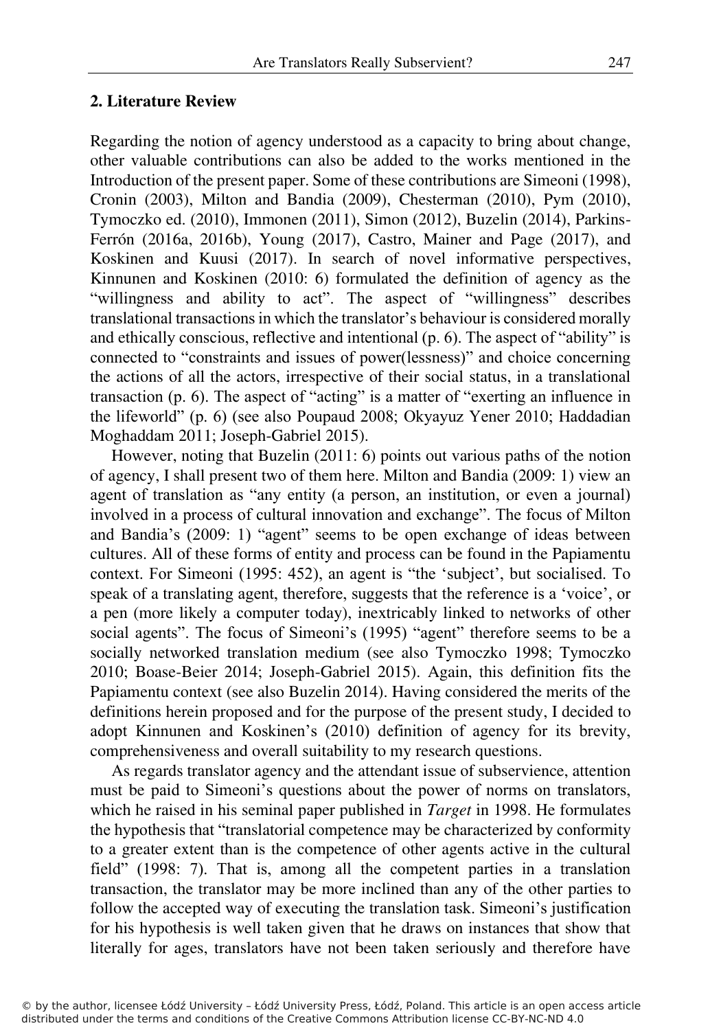## 2. Literature Review

Regarding the notion of agency understood as a capacity to bring about change, other valuable contributions can also be added to the works mentioned in the Introduction of the present paper. Some of these contributions are Simeoni (1998), Cronin (2003), Milton and Bandia (2009), Chesterman (2010), Pym (2010), Tymoczko ed. (2010), Immonen (2011), Simon (2012), Buzelin (2014), Parkins-Ferrón (2016a, 2016b), Young (2017), Castro, Mainer and Page (2017), and Koskinen and Kuusi (2017). In search of novel informative perspectives, Kinnunen and Koskinen (2010: 6) formulated the definition of agency as the "willingness and ability to act". The aspect of "willingness" describes translational transactions in which the translator's behaviour is considered morally and ethically conscious, reflective and intentional (p. 6). The aspect of "ability" is connected to "constraints and issues of power(lessness)" and choice concerning the actions of all the actors, irrespective of their social status, in a translational transaction (p. 6). The aspect of "acting" is a matter of "exerting an influence in the lifeworld" (p. 6) (see also Poupaud 2008; Okyayuz Yener 2010; Haddadian Moghaddam 2011; Joseph-Gabriel 2015).

However, noting that Buzelin (2011: 6) points out various paths of the notion of agency, I shall present two of them here. Milton and Bandia (2009: 1) view an agent of translation as "any entity (a person, an institution, or even a journal) involved in a process of cultural innovation and exchange". The focus of Milton and Bandia's (2009: 1) "agent" seems to be open exchange of ideas between cultures. All of these forms of entity and process can be found in the Papiamentu context. For Simeoni (1995: 452), an agent is "the 'subject', but socialised. To speak of a translating agent, therefore, suggests that the reference is a 'voice', or a pen (more likely a computer today), inextricably linked to networks of other social agents". The focus of Simeoni's (1995) "agent" therefore seems to be a socially networked translation medium (see also Tymoczko 1998; Tymoczko 2010; Boase-Beier 2014; Joseph-Gabriel 2015). Again, this definition fits the Papiamentu context (see also Buzelin 2014). Having considered the merits of the definitions herein proposed and for the purpose of the present study, I decided to adopt Kinnunen and Koskinen's (2010) definition of agency for its brevity, comprehensiveness and overall suitability to my research questions.

As regards translator agency and the attendant issue of subservience, attention must be paid to Simeoni's questions about the power of norms on translators, which he raised in his seminal paper published in *Target* in 1998. He formulates the hypothesis that "translatorial competence may be characterized by conformity to a greater extent than is the competence of other agents active in the cultural field" (1998: 7). That is, among all the competent parties in a translation transaction, the translator may be more inclined than any of the other parties to follow the accepted way of executing the translation task. Simeoni's justification for his hypothesis is well taken given that he draws on instances that show that literally for ages, translators have not been taken seriously and therefore have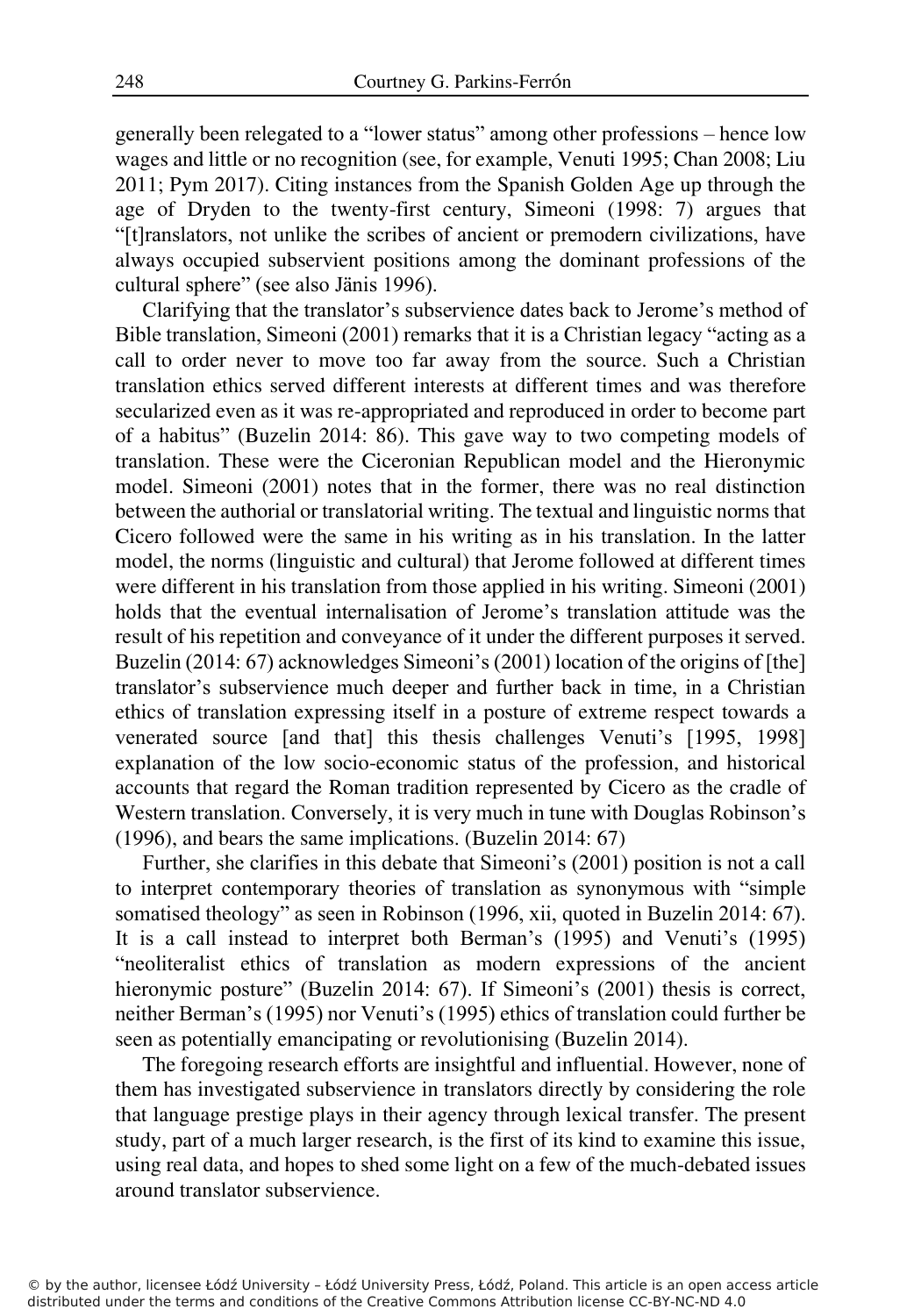generally been relegated to a "lower status" among other professions – hence low wages and little or no recognition (see, for example, Venuti 1995; Chan 2008; Liu 2011; Pym 2017). Citing instances from the Spanish Golden Age up through the age of Dryden to the twenty-first century, Simeoni (1998: 7) argues that "[t]ranslators, not unlike the scribes of ancient or premodern civilizations, have always occupied subservient positions among the dominant professions of the cultural sphere" (see also Jänis 1996).

Clarifying that the translator's subservience dates back to Jerome's method of Bible translation, Simeoni (2001) remarks that it is a Christian legacy "acting as a call to order never to move too far away from the source. Such a Christian translation ethics served different interests at different times and was therefore secularized even as it was re-appropriated and reproduced in order to become part of a habitus" (Buzelin 2014: 86). This gave way to two competing models of translation. These were the Ciceronian Republican model and the Hieronymic model. Simeoni (2001) notes that in the former, there was no real distinction between the authorial or translatorial writing. The textual and linguistic norms that Cicero followed were the same in his writing as in his translation. In the latter model, the norms (linguistic and cultural) that Jerome followed at different times were different in his translation from those applied in his writing. Simeoni (2001) holds that the eventual internalisation of Jerome's translation attitude was the result of his repetition and conveyance of it under the different purposes it served. Buzelin (2014: 67) acknowledges Simeoni's (2001) location of the origins of [the] translator's subservience much deeper and further back in time, in a Christian ethics of translation expressing itself in a posture of extreme respect towards a venerated source [and that] this thesis challenges Venuti's [1995, 1998] explanation of the low socio-economic status of the profession, and historical accounts that regard the Roman tradition represented by Cicero as the cradle of Western translation. Conversely, it is very much in tune with Douglas Robinson's (1996), and bears the same implications. (Buzelin 2014: 67)

Further, she clarifies in this debate that Simeoni's (2001) position is not a call to interpret contemporary theories of translation as synonymous with "simple somatised theology" as seen in Robinson (1996, xii, quoted in Buzelin 2014: 67). It is a call instead to interpret both Berman's (1995) and Venuti's (1995) "neoliteralist ethics of translation as modern expressions of the ancient hieronymic posture" (Buzelin 2014: 67). If Simeoni's (2001) thesis is correct, neither Berman's (1995) nor Venuti's (1995) ethics of translation could further be seen as potentially emancipating or revolutionising (Buzelin 2014).

The foregoing research efforts are insightful and influential. However, none of them has investigated subservience in translators directly by considering the role that language prestige plays in their agency through lexical transfer. The present study, part of a much larger research, is the first of its kind to examine this issue, using real data, and hopes to shed some light on a few of the much-debated issues around translator subservience.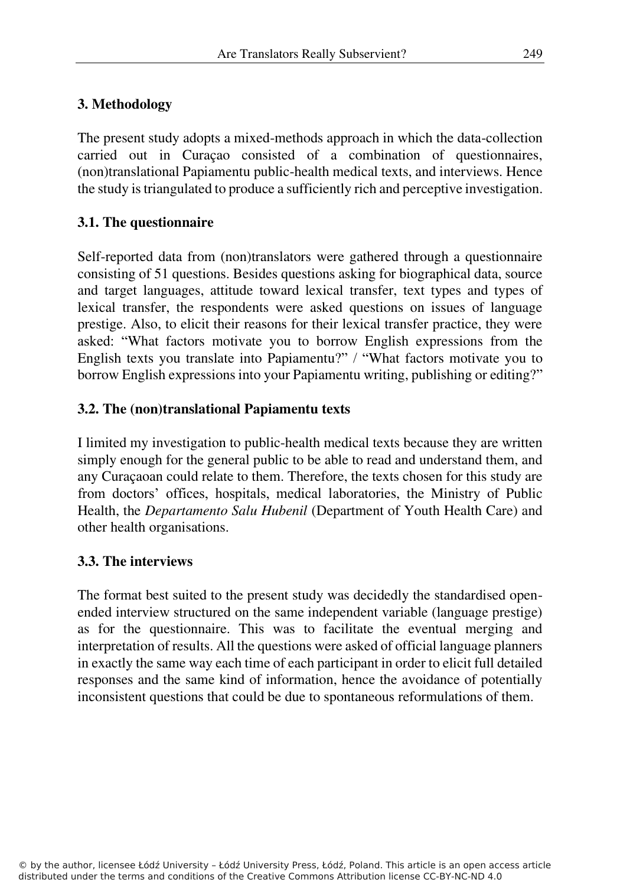## 3. Methodology

The present study adopts a mixed-methods approach in which the data-collection carried out in Curaçao consisted of a combination of questionnaires, (non)translational Papiamentu public-health medical texts, and interviews. Hence the study is triangulated to produce a sufficiently rich and perceptive investigation.

### 3.1. The questionnaire

Self-reported data from (non)translators were gathered through a questionnaire consisting of 51 questions. Besides questions asking for biographical data, source and target languages, attitude toward lexical transfer, text types and types of lexical transfer, the respondents were asked questions on issues of language prestige. Also, to elicit their reasons for their lexical transfer practice, they were asked: "What factors motivate you to borrow English expressions from the English texts you translate into Papiamentu?" / "What factors motivate you to borrow English expressions into your Papiamentu writing, publishing or editing?"

### 3.2. The (non)translational Papiamentu texts

I limited my investigation to public-health medical texts because they are written simply enough for the general public to be able to read and understand them, and any Curaçaoan could relate to them. Therefore, the texts chosen for this study are from doctors' offices, hospitals, medical laboratories, the Ministry of Public Health, the *Departamento Salu Hubenil* (Department of Youth Health Care) and other health organisations.

### 3.3. The interviews

The format best suited to the present study was decidedly the standardised open-ended interview structured on the same independent variable (language prestige) as for the questionnaire. This was to facilitate the eventual merging and interpretation of results. All the questions were asked of official language planners in exactly the same way each time of each participant in order to elicit full detailed responses and the same kind of information, hence the avoidance of potentially inconsistent questions that could be due to spontaneous reformulations of them.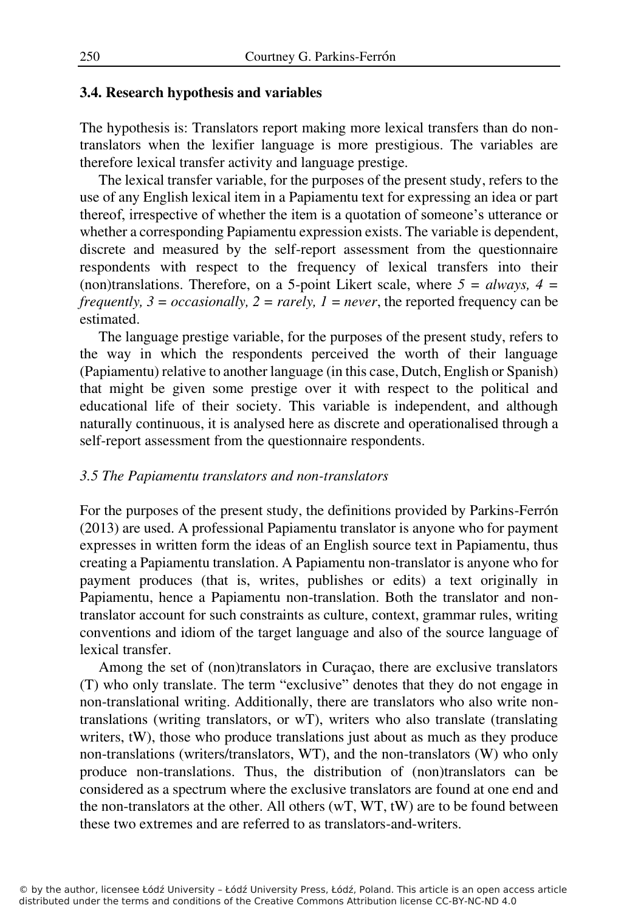### 3.4. Research hypothesis and variables

The hypothesis is: Translators report making more lexical transfers than do non-translators when the lexifier language is more prestigious. The variables are therefore lexical transfer activity and language prestige.

The lexical transfer variable, for the purposes of the present study, refers to the use of any English lexical item in a Papiamentu text for expressing an idea or part thereof, irrespective of whether the item is a quotation of someone's utterance or whether a corresponding Papiamentu expression exists. The variable is dependent, discrete and measured by the self-report assessment from the questionnaire respondents with respect to the frequency of lexical transfers into their (non)translations. Therefore, on a 5-point Likert scale, where *5 = always, 4 = frequently, 3 = occasionally, 2 = rarely, 1 = never*, the reported frequency can be estimated.

The language prestige variable, for the purposes of the present study, refers to the way in which the respondents perceived the worth of their language (Papiamentu) relative to another language (in this case, Dutch, English or Spanish) that might be given some prestige over it with respect to the political and educational life of their society. This variable is independent, and although naturally continuous, it is analysed here as discrete and operationalised through a self-report assessment from the questionnaire respondents.

### *3.5 The Papiamentu translators and non-translators*

For the purposes of the present study, the definitions provided by Parkins-Ferrón (2013) are used. A professional Papiamentu translator is anyone who for payment expresses in written form the ideas of an English source text in Papiamentu, thus creating a Papiamentu translation. A Papiamentu non-translator is anyone who for payment produces (that is, writes, publishes or edits) a text originally in Papiamentu, hence a Papiamentu non-translation. Both the translator and non-translator account for such constraints as culture, context, grammar rules, writing conventions and idiom of the target language and also of the source language of lexical transfer.

Among the set of (non)translators in Curaçao, there are exclusive translators (T) who only translate. The term "exclusive" denotes that they do not engage in non-translational writing. Additionally, there are translators who also write non-translations (writing translators, or wT), writers who also translate (translating writers, tW), those who produce translations just about as much as they produce non-translations (writers/translators, WT), and the non-translators (W) who only produce non-translations. Thus, the distribution of (non)translators can be considered as a spectrum where the exclusive translators are found at one end and the non-translators at the other. All others (wT, WT, tW) are to be found between these two extremes and are referred to as translators-and-writers.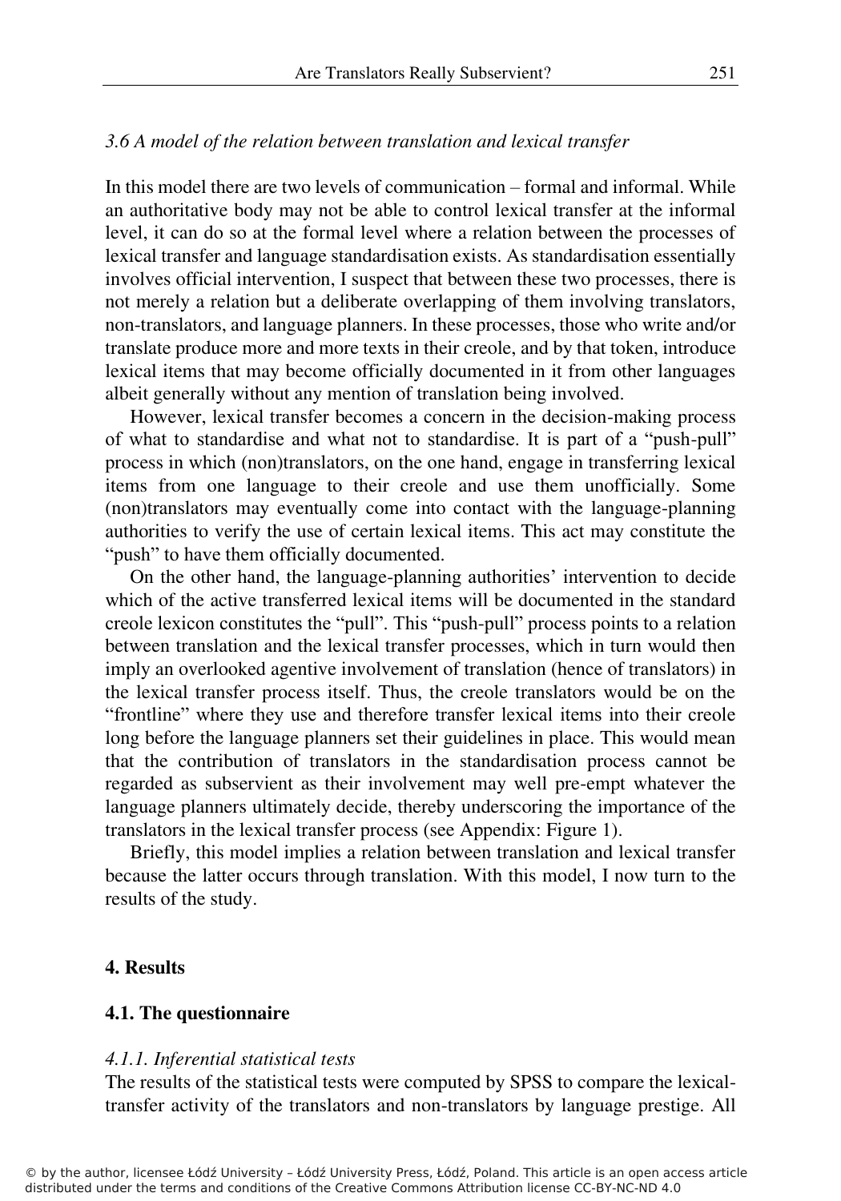*3.6 A model of the relation between translation and lexical transfer*

In this model there are two levels of communication – formal and informal. While an authoritative body may not be able to control lexical transfer at the informal level, it can do so at the formal level where a relation between the processes of lexical transfer and language standardisation exists. As standardisation essentially involves official intervention, I suspect that between these two processes, there is not merely a relation but a deliberate overlapping of them involving translators, non-translators, and language planners. In these processes, those who write and/or translate produce more and more texts in their creole, and by that token, introduce lexical items that may become officially documented in it from other languages albeit generally without any mention of translation being involved.

However, lexical transfer becomes a concern in the decision-making process of what to standardise and what not to standardise. It is part of a "push-pull" process in which (non)translators, on the one hand, engage in transferring lexical items from one language to their creole and use them unofficially. Some (non)translators may eventually come into contact with the language-planning authorities to verify the use of certain lexical items. This act may constitute the "push" to have them officially documented.

On the other hand, the language-planning authorities' intervention to decide which of the active transferred lexical items will be documented in the standard creole lexicon constitutes the "pull". This "push-pull" process points to a relation between translation and the lexical transfer processes, which in turn would then imply an overlooked agentive involvement of translation (hence of translators) in the lexical transfer process itself. Thus, the creole translators would be on the "frontline" where they use and therefore transfer lexical items into their creole long before the language planners set their guidelines in place. This would mean that the contribution of translators in the standardisation process cannot be regarded as subservient as their involvement may well pre-empt whatever the language planners ultimately decide, thereby underscoring the importance of the translators in the lexical transfer process (see Appendix: Figure 1).

Briefly, this model implies a relation between translation and lexical transfer because the latter occurs through translation. With this model, I now turn to the results of the study.

## 4. Results

### 4.1. The questionnaire

*4.1.1. Inferential statistical tests*

The results of the statistical tests were computed by SPSS to compare the lexical-transfer activity of the translators and non-translators by language prestige. All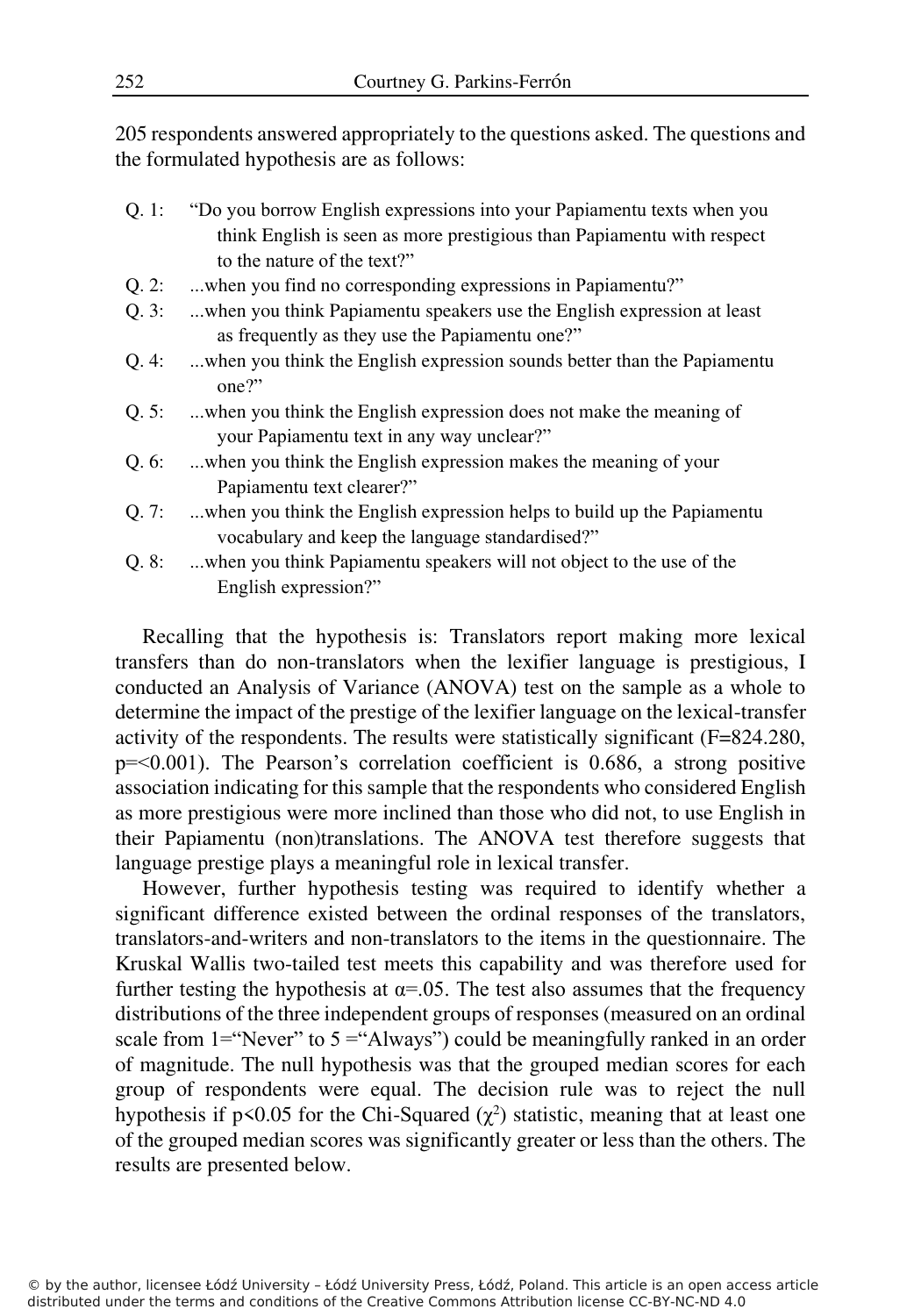205 respondents answered appropriately to the questions asked. The questions and the formulated hypothesis are as follows:

- Q. 1: "Do you borrow English expressions into your Papiamentu texts when you think English is seen as more prestigious than Papiamentu with respect to the nature of the text?"
- Q. 2: ...when you find no corresponding expressions in Papiamentu?"
- Q. 3: ...when you think Papiamentu speakers use the English expression at least as frequently as they use the Papiamentu one?"
- Q. 4: ...when you think the English expression sounds better than the Papiamentu one?"
- Q. 5: ...when you think the English expression does not make the meaning of your Papiamentu text in any way unclear?"
- Q. 6: ...when you think the English expression makes the meaning of your Papiamentu text clearer?"
- Q. 7: ...when you think the English expression helps to build up the Papiamentu vocabulary and keep the language standardised?"
- Q. 8: ...when you think Papiamentu speakers will not object to the use of the English expression?"

Recalling that the hypothesis is: Translators report making more lexical transfers than do non-translators when the lexifier language is prestigious, I conducted an Analysis of Variance (ANOVA) test on the sample as a whole to determine the impact of the prestige of the lexifier language on the lexical-transfer activity of the respondents. The results were statistically significant ($F=824.280$, $p=<0.001$). The Pearson's correlation coefficient is 0.686, a strong positive association indicating for this sample that the respondents who considered English as more prestigious were more inclined than those who did not, to use English in their Papiamentu (non)translations. The ANOVA test therefore suggests that language prestige plays a meaningful role in lexical transfer.

However, further hypothesis testing was required to identify whether a significant difference existed between the ordinal responses of the translators, translators-and-writers and non-translators to the items in the questionnaire. The Kruskal Wallis two-tailed test meets this capability and was therefore used for further testing the hypothesis at $\alpha=.05$. The test also assumes that the frequency distributions of the three independent groups of responses (measured on an ordinal scale from 1="Never" to 5 ="Always") could be meaningfully ranked in an order of magnitude. The null hypothesis was that the grouped median scores for each group of respondents were equal. The decision rule was to reject the null hypothesis if $p<0.05$ for the Chi-Squared ($\chi^2$) statistic, meaning that at least one of the grouped median scores was significantly greater or less than the others. The results are presented below.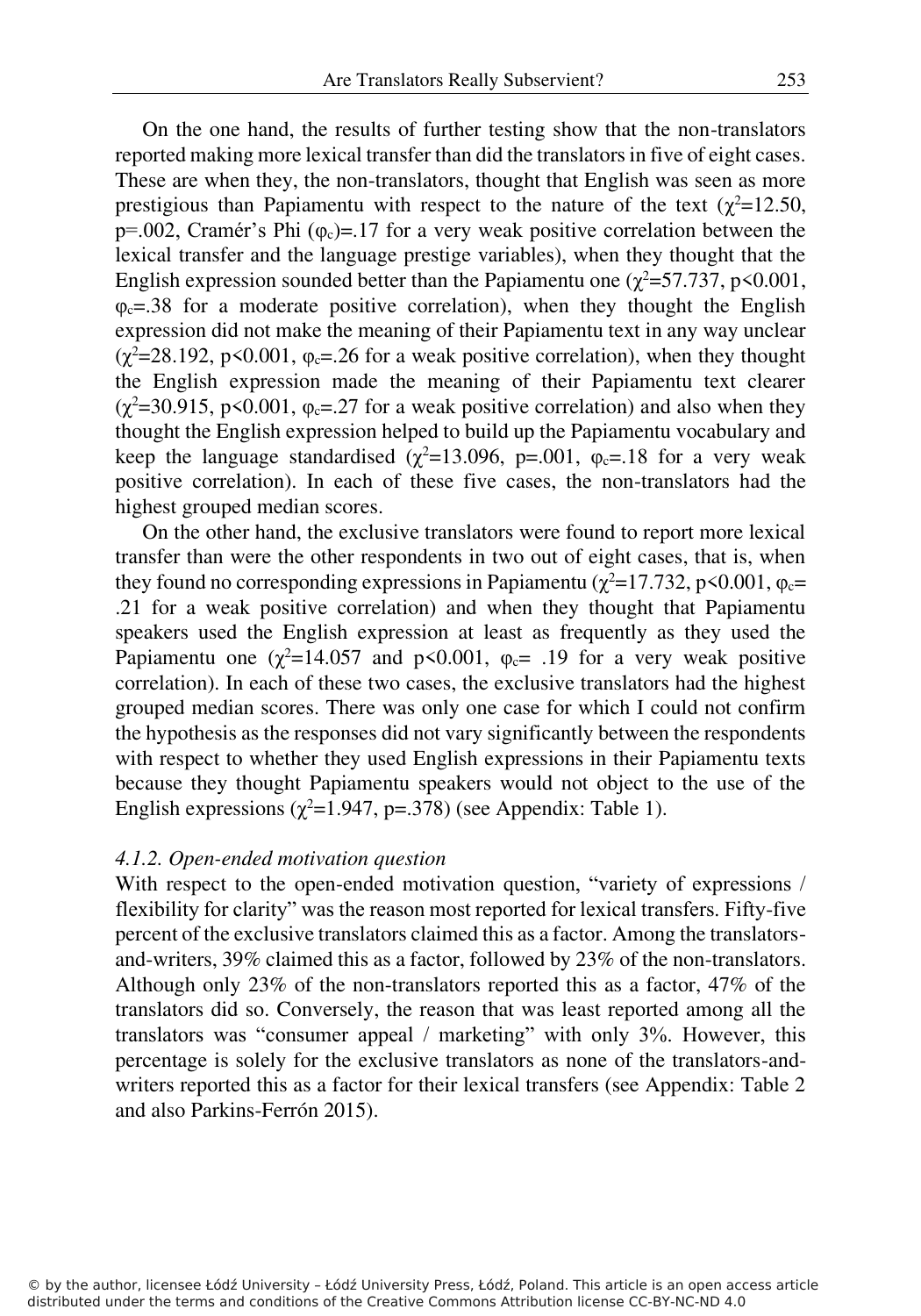On the one hand, the results of further testing show that the non-translators reported making more lexical transfer than did the translators in five of eight cases. These are when they, the non-translators, thought that English was seen as more prestigious than Papiamentu with respect to the nature of the text ($\chi^2$=12.50, p=.002, Cramér's Phi ($\varphi_c$)=.17 for a very weak positive correlation between the lexical transfer and the language prestige variables), when they thought that the English expression sounded better than the Papiamentu one ($\chi^2$=57.737, p<0.001, $\varphi_c$=.38 for a moderate positive correlation), when they thought the English expression did not make the meaning of their Papiamentu text in any way unclear ($\chi^2$=28.192, p<0.001, $\varphi_c$=.26 for a weak positive correlation), when they thought the English expression made the meaning of their Papiamentu text clearer ($\chi^2$=30.915, p<0.001, $\varphi_c$=.27 for a weak positive correlation) and also when they thought the English expression helped to build up the Papiamentu vocabulary and keep the language standardised ($\chi^2$=13.096, p=.001, $\varphi_c$=.18 for a very weak positive correlation). In each of these five cases, the non-translators had the highest grouped median scores.

On the other hand, the exclusive translators were found to report more lexical transfer than were the other respondents in two out of eight cases, that is, when they found no corresponding expressions in Papiamentu ($\chi^2$=17.732, p<0.001, $\varphi_c$= .21 for a weak positive correlation) and when they thought that Papiamentu speakers used the English expression at least as frequently as they used the Papiamentu one ($\chi^2$=14.057 and p<0.001, $\varphi_c$= .19 for a very weak positive correlation). In each of these two cases, the exclusive translators had the highest grouped median scores. There was only one case for which I could not confirm the hypothesis as the responses did not vary significantly between the respondents with respect to whether they used English expressions in their Papiamentu texts because they thought Papiamentu speakers would not object to the use of the English expressions ($\chi^2$=1.947, p=.378) (see Appendix: Table 1).

#### *4.1.2. Open-ended motivation question*

With respect to the open-ended motivation question, "variety of expressions / flexibility for clarity" was the reason most reported for lexical transfers. Fifty-five percent of the exclusive translators claimed this as a factor. Among the translators-and-writers, 39% claimed this as a factor, followed by 23% of the non-translators. Although only 23% of the non-translators reported this as a factor, 47% of the translators did so. Conversely, the reason that was least reported among all the translators was "consumer appeal / marketing" with only 3%. However, this percentage is solely for the exclusive translators as none of the translators-and-writers reported this as a factor for their lexical transfers (see Appendix: Table 2 and also Parkins-Ferrón 2015).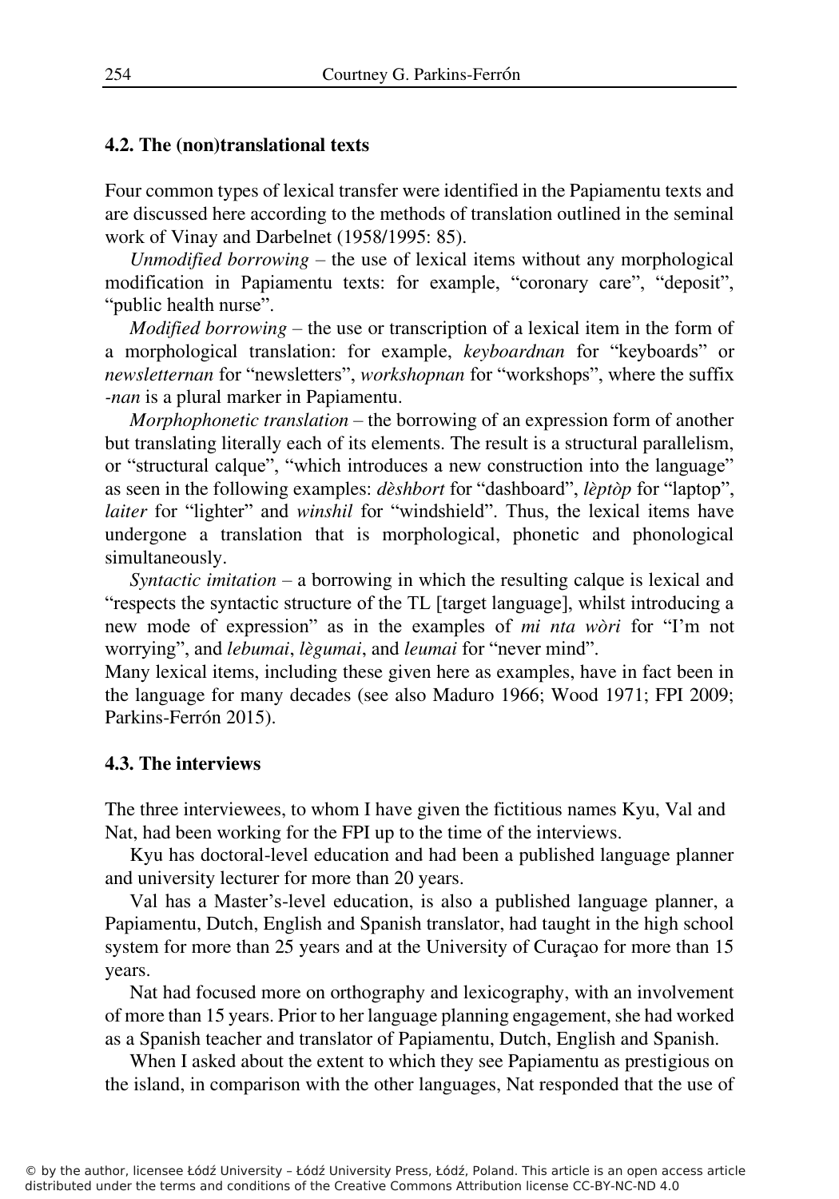### 4.2. The (non)translational texts

Four common types of lexical transfer were identified in the Papiamentu texts and are discussed here according to the methods of translation outlined in the seminal work of Vinay and Darbelnet (1958/1995: 85).

*Unmodified borrowing* – the use of lexical items without any morphological modification in Papiamentu texts: for example, “coronary care”, “deposit”, “public health nurse”.

*Modified borrowing* – the use or transcription of a lexical item in the form of a morphological translation: for example, *keyboardnan* for “keyboards” or *newsletternan* for “newsletters”, *workshopnan* for “workshops”, where the suffix *-nan* is a plural marker in Papiamentu.

*Morphophonetic translation* – the borrowing of an expression form of another but translating literally each of its elements. The result is a structural parallelism, or “structural calque”, “which introduces a new construction into the language” as seen in the following examples: *dèshbort* for “dashboard”, *lèptòp* for “laptop”, *laiter* for “lighter” and *winshil* for “windshield”. Thus, the lexical items have undergone a translation that is morphological, phonetic and phonological simultaneously.

*Syntactic imitation* – a borrowing in which the resulting calque is lexical and “respects the syntactic structure of the TL [target language], whilst introducing a new mode of expression” as in the examples of *mi nta wòri* for “I’m not worrying”, and *lebumai*, *lègumai*, and *leumai* for “never mind”.

Many lexical items, including these given here as examples, have in fact been in the language for many decades (see also Maduro 1966; Wood 1971; FPI 2009; Parkins-Ferrón 2015).

### 4.3. The interviews

The three interviewees, to whom I have given the fictitious names Kyu, Val and Nat, had been working for the FPI up to the time of the interviews.

Kyu has doctoral-level education and had been a published language planner and university lecturer for more than 20 years.

Val has a Master’s-level education, is also a published language planner, a Papiamentu, Dutch, English and Spanish translator, had taught in the high school system for more than 25 years and at the University of Curaçao for more than 15 years.

Nat had focused more on orthography and lexicography, with an involvement of more than 15 years. Prior to her language planning engagement, she had worked as a Spanish teacher and translator of Papiamentu, Dutch, English and Spanish.

When I asked about the extent to which they see Papiamentu as prestigious on the island, in comparison with the other languages, Nat responded that the use of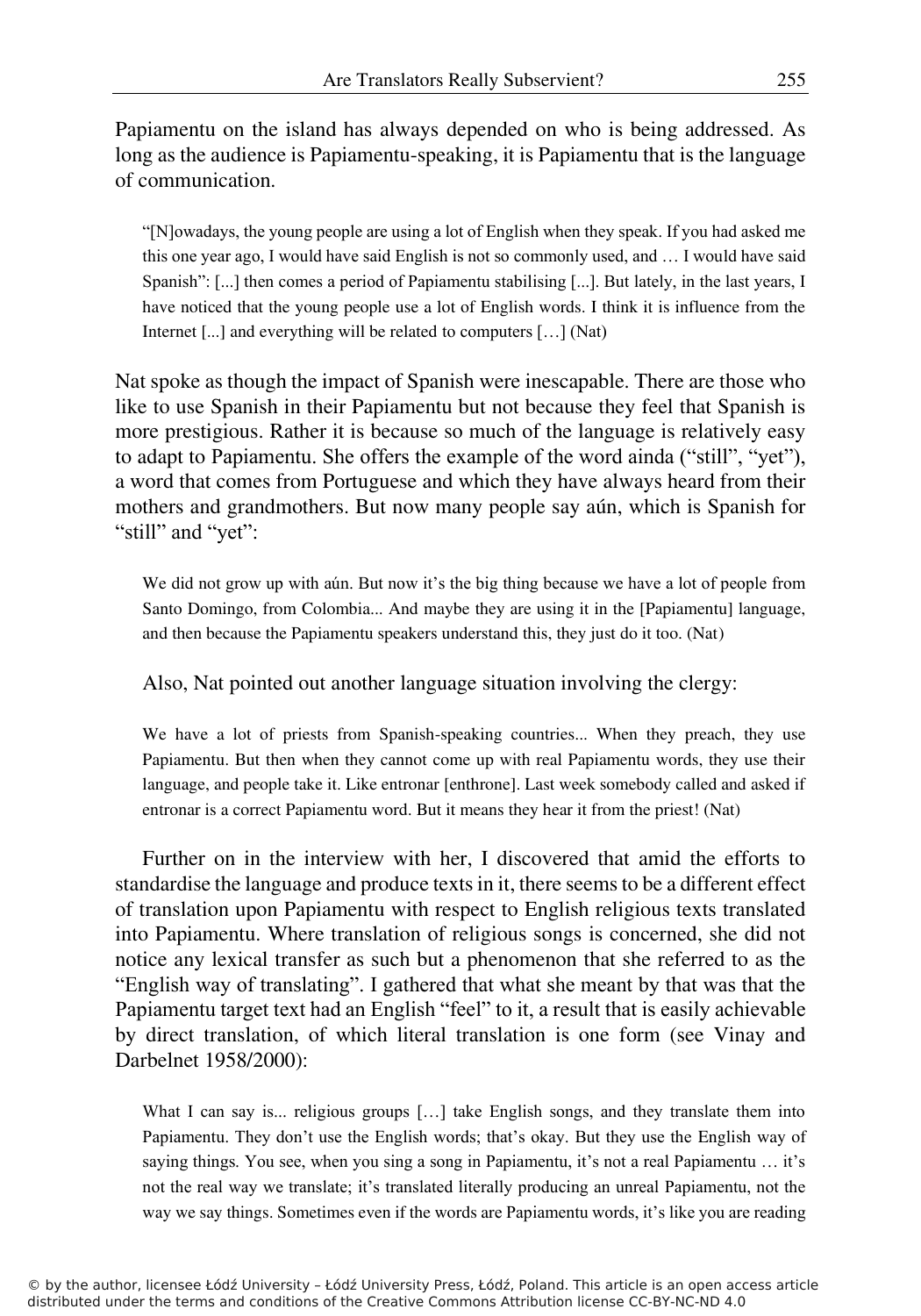Papiamentu on the island has always depended on who is being addressed. As long as the audience is Papiamentu-speaking, it is Papiamentu that is the language of communication.

> "[N]owadays, the young people are using a lot of English when they speak. If you had asked me this one year ago, I would have said English is not so commonly used, and … I would have said Spanish": [...] then comes a period of Papiamentu stabilising [...]. But lately, in the last years, I have noticed that the young people use a lot of English words. I think it is influence from the Internet [...] and everything will be related to computers […] (Nat)

Nat spoke as though the impact of Spanish were inescapable. There are those who like to use Spanish in their Papiamentu but not because they feel that Spanish is more prestigious. Rather it is because so much of the language is relatively easy to adapt to Papiamentu. She offers the example of the word ainda ("still", "yet"), a word that comes from Portuguese and which they have always heard from their mothers and grandmothers. But now many people say aún, which is Spanish for "still" and "yet":

> We did not grow up with aún. But now it's the big thing because we have a lot of people from Santo Domingo, from Colombia... And maybe they are using it in the [Papiamentu] language, and then because the Papiamentu speakers understand this, they just do it too. (Nat)

Also, Nat pointed out another language situation involving the clergy:

> We have a lot of priests from Spanish-speaking countries... When they preach, they use Papiamentu. But then when they cannot come up with real Papiamentu words, they use their language, and people take it. Like entronar [enthrone]. Last week somebody called and asked if entronar is a correct Papiamentu word. But it means they hear it from the priest! (Nat)

Further on in the interview with her, I discovered that amid the efforts to standardise the language and produce texts in it, there seems to be a different effect of translation upon Papiamentu with respect to English religious texts translated into Papiamentu. Where translation of religious songs is concerned, she did not notice any lexical transfer as such but a phenomenon that she referred to as the "English way of translating". I gathered that what she meant by that was that the Papiamentu target text had an English "feel" to it, a result that is easily achievable by direct translation, of which literal translation is one form (see Vinay and Darbelnet 1958/2000):

> What I can say is... religious groups […] take English songs, and they translate them into Papiamentu. They don't use the English words; that's okay. But they use the English way of saying things. You see, when you sing a song in Papiamentu, it's not a real Papiamentu … it's not the real way we translate; it's translated literally producing an unreal Papiamentu, not the way we say things. Sometimes even if the words are Papiamentu words, it's like you are reading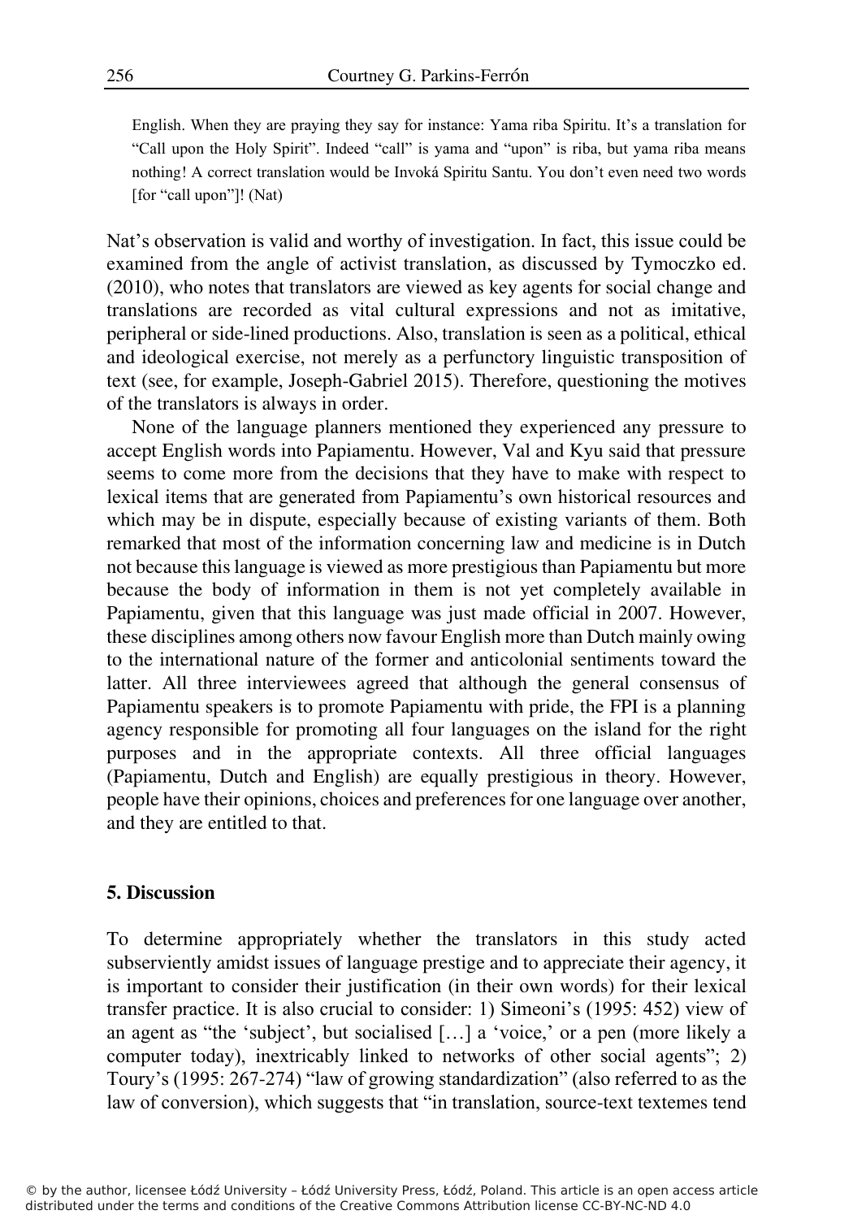> English. When they are praying they say for instance: Yama riba Spiritu. It's a translation for "Call upon the Holy Spirit". Indeed "call" is yama and "upon" is riba, but yama riba means nothing! A correct translation would be Invoká Spiritu Santu. You don't even need two words [for "call upon"]! (Nat)

Nat's observation is valid and worthy of investigation. In fact, this issue could be examined from the angle of activist translation, as discussed by Tymoczko ed. (2010), who notes that translators are viewed as key agents for social change and translations are recorded as vital cultural expressions and not as imitative, peripheral or side-lined productions. Also, translation is seen as a political, ethical and ideological exercise, not merely as a perfunctory linguistic transposition of text (see, for example, Joseph-Gabriel 2015). Therefore, questioning the motives of the translators is always in order.

None of the language planners mentioned they experienced any pressure to accept English words into Papiamentu. However, Val and Kyu said that pressure seems to come more from the decisions that they have to make with respect to lexical items that are generated from Papiamentu's own historical resources and which may be in dispute, especially because of existing variants of them. Both remarked that most of the information concerning law and medicine is in Dutch not because this language is viewed as more prestigious than Papiamentu but more because the body of information in them is not yet completely available in Papiamentu, given that this language was just made official in 2007. However, these disciplines among others now favour English more than Dutch mainly owing to the international nature of the former and anticolonial sentiments toward the latter. All three interviewees agreed that although the general consensus of Papiamentu speakers is to promote Papiamentu with pride, the FPI is a planning agency responsible for promoting all four languages on the island for the right purposes and in the appropriate contexts. All three official languages (Papiamentu, Dutch and English) are equally prestigious in theory. However, people have their opinions, choices and preferences for one language over another, and they are entitled to that.

## 5. Discussion

To determine appropriately whether the translators in this study acted subserviently amidst issues of language prestige and to appreciate their agency, it is important to consider their justification (in their own words) for their lexical transfer practice. It is also crucial to consider: 1) Simeoni's (1995: 452) view of an agent as "the 'subject', but socialised […] a 'voice,' or a pen (more likely a computer today), inextricably linked to networks of other social agents"; 2) Toury's (1995: 267-274) "law of growing standardization" (also referred to as the law of conversion), which suggests that "in translation, source-text textemes tend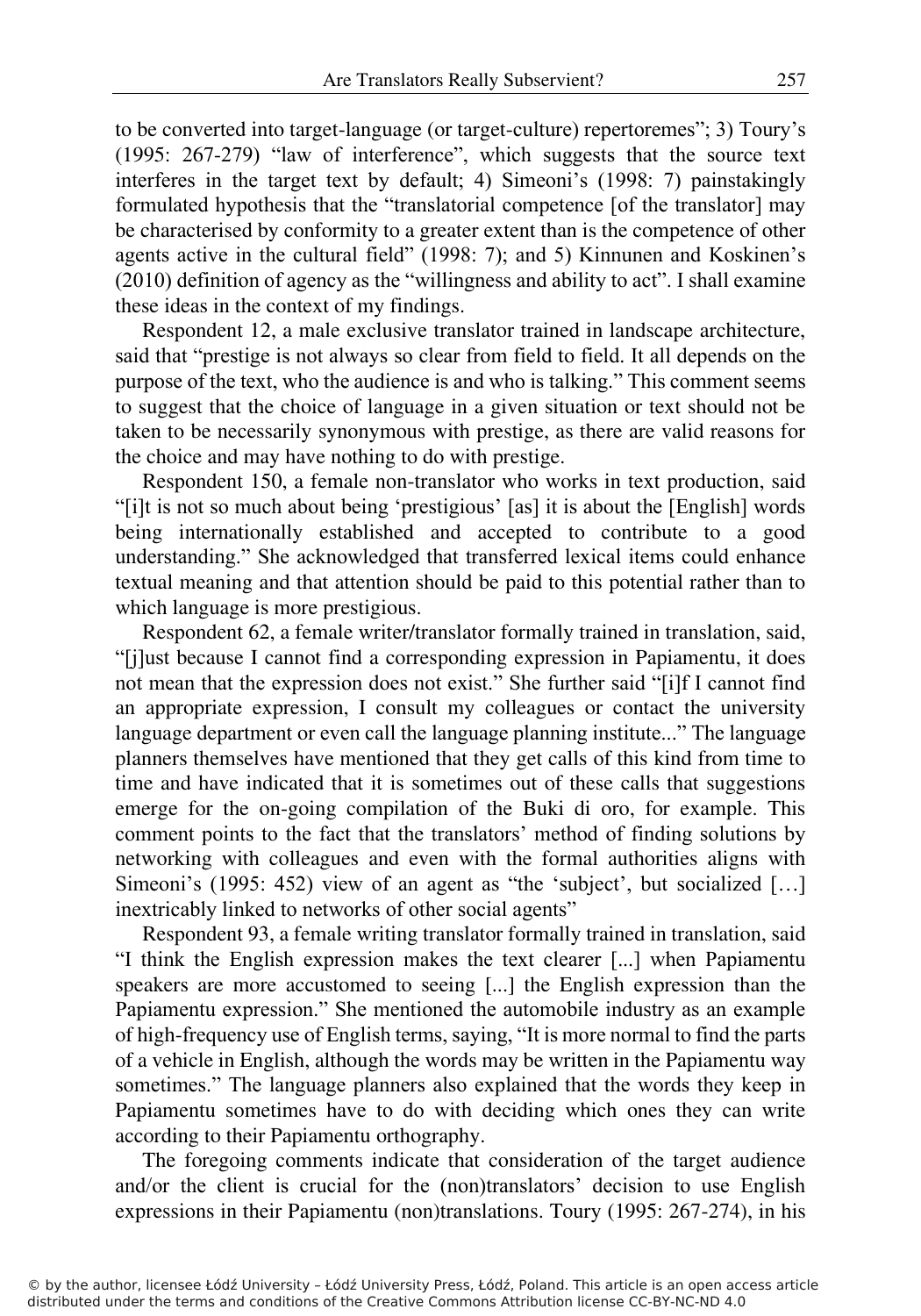to be converted into target-language (or target-culture) repertoremes"; 3) Toury's (1995: 267-279) "law of interference", which suggests that the source text interferes in the target text by default; 4) Simeoni's (1998: 7) painstakingly formulated hypothesis that the "translatorial competence [of the translator] may be characterised by conformity to a greater extent than is the competence of other agents active in the cultural field" (1998: 7); and 5) Kinnunen and Koskinen's (2010) definition of agency as the "willingness and ability to act". I shall examine these ideas in the context of my findings.

Respondent 12, a male exclusive translator trained in landscape architecture, said that "prestige is not always so clear from field to field. It all depends on the purpose of the text, who the audience is and who is talking." This comment seems to suggest that the choice of language in a given situation or text should not be taken to be necessarily synonymous with prestige, as there are valid reasons for the choice and may have nothing to do with prestige.

Respondent 150, a female non-translator who works in text production, said "[i]t is not so much about being 'prestigious' [as] it is about the [English] words being internationally established and accepted to contribute to a good understanding." She acknowledged that transferred lexical items could enhance textual meaning and that attention should be paid to this potential rather than to which language is more prestigious.

Respondent 62, a female writer/translator formally trained in translation, said, "[j]ust because I cannot find a corresponding expression in Papiamentu, it does not mean that the expression does not exist." She further said "[i]f I cannot find an appropriate expression, I consult my colleagues or contact the university language department or even call the language planning institute..." The language planners themselves have mentioned that they get calls of this kind from time to time and have indicated that it is sometimes out of these calls that suggestions emerge for the on-going compilation of the Buki di oro, for example. This comment points to the fact that the translators' method of finding solutions by networking with colleagues and even with the formal authorities aligns with Simeoni's (1995: 452) view of an agent as "the 'subject', but socialized […] inextricably linked to networks of other social agents"

Respondent 93, a female writing translator formally trained in translation, said "I think the English expression makes the text clearer [...] when Papiamentu speakers are more accustomed to seeing [...] the English expression than the Papiamentu expression." She mentioned the automobile industry as an example of high-frequency use of English terms, saying, "It is more normal to find the parts of a vehicle in English, although the words may be written in the Papiamentu way sometimes." The language planners also explained that the words they keep in Papiamentu sometimes have to do with deciding which ones they can write according to their Papiamentu orthography.

The foregoing comments indicate that consideration of the target audience and/or the client is crucial for the (non)translators' decision to use English expressions in their Papiamentu (non)translations. Toury (1995: 267-274), in his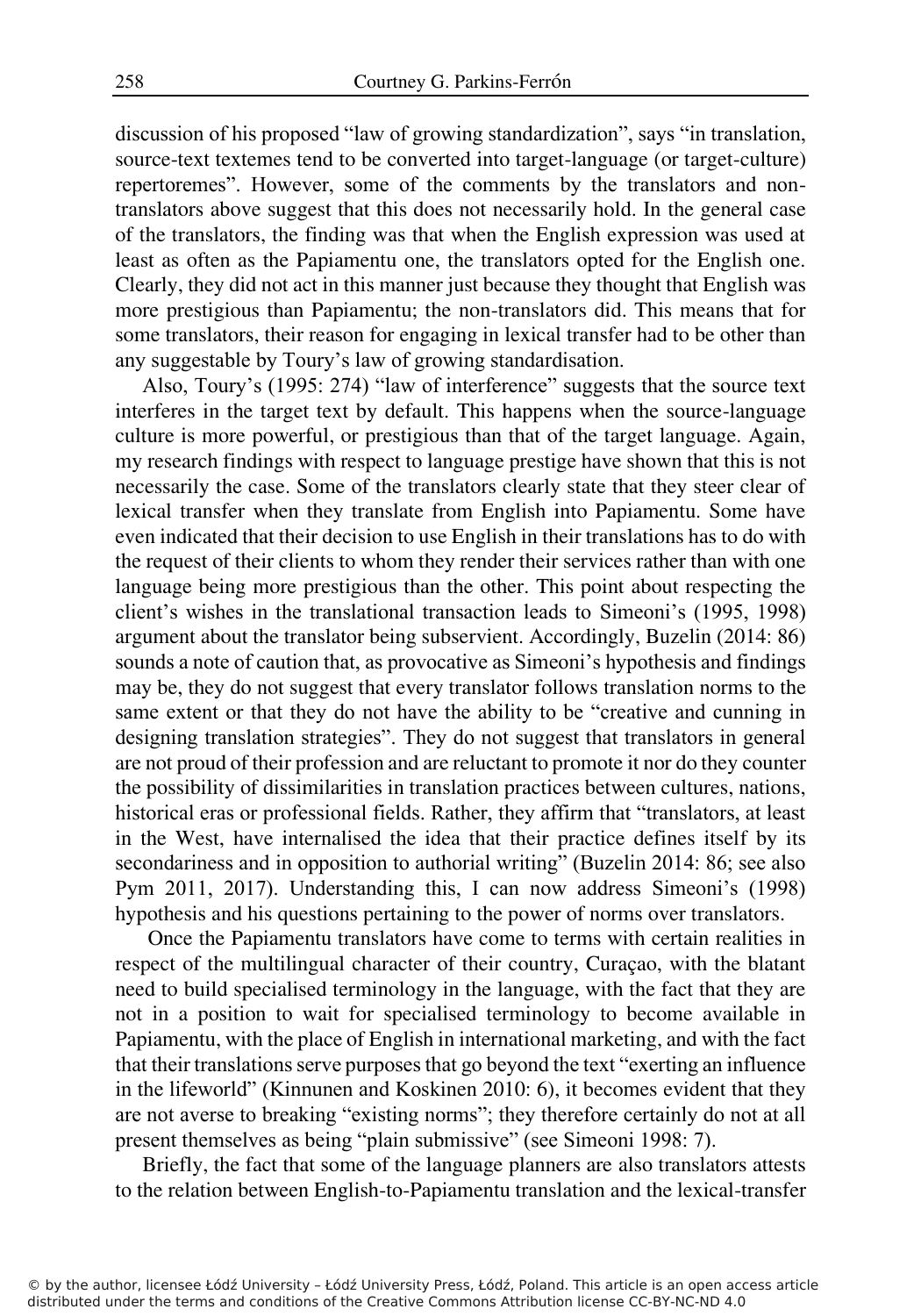discussion of his proposed "law of growing standardization", says "in translation, source-text textemes tend to be converted into target-language (or target-culture) repertoremes". However, some of the comments by the translators and non-translators above suggest that this does not necessarily hold. In the general case of the translators, the finding was that when the English expression was used at least as often as the Papiamentu one, the translators opted for the English one. Clearly, they did not act in this manner just because they thought that English was more prestigious than Papiamentu; the non-translators did. This means that for some translators, their reason for engaging in lexical transfer had to be other than any suggestable by Toury's law of growing standardisation.

Also, Toury's (1995: 274) "law of interference" suggests that the source text interferes in the target text by default. This happens when the source-language culture is more powerful, or prestigious than that of the target language. Again, my research findings with respect to language prestige have shown that this is not necessarily the case. Some of the translators clearly state that they steer clear of lexical transfer when they translate from English into Papiamentu. Some have even indicated that their decision to use English in their translations has to do with the request of their clients to whom they render their services rather than with one language being more prestigious than the other. This point about respecting the client's wishes in the translational transaction leads to Simeoni's (1995, 1998) argument about the translator being subservient. Accordingly, Buzelin (2014: 86) sounds a note of caution that, as provocative as Simeoni's hypothesis and findings may be, they do not suggest that every translator follows translation norms to the same extent or that they do not have the ability to be "creative and cunning in designing translation strategies". They do not suggest that translators in general are not proud of their profession and are reluctant to promote it nor do they counter the possibility of dissimilarities in translation practices between cultures, nations, historical eras or professional fields. Rather, they affirm that "translators, at least in the West, have internalised the idea that their practice defines itself by its secondariness and in opposition to authorial writing" (Buzelin 2014: 86; see also Pym 2011, 2017). Understanding this, I can now address Simeoni's (1998) hypothesis and his questions pertaining to the power of norms over translators.

Once the Papiamentu translators have come to terms with certain realities in respect of the multilingual character of their country, Curaçao, with the blatant need to build specialised terminology in the language, with the fact that they are not in a position to wait for specialised terminology to become available in Papiamentu, with the place of English in international marketing, and with the fact that their translations serve purposes that go beyond the text "exerting an influence in the lifeworld" (Kinnunen and Koskinen 2010: 6), it becomes evident that they are not averse to breaking "existing norms"; they therefore certainly do not at all present themselves as being "plain submissive" (see Simeoni 1998: 7).

Briefly, the fact that some of the language planners are also translators attests to the relation between English-to-Papiamentu translation and the lexical-transfer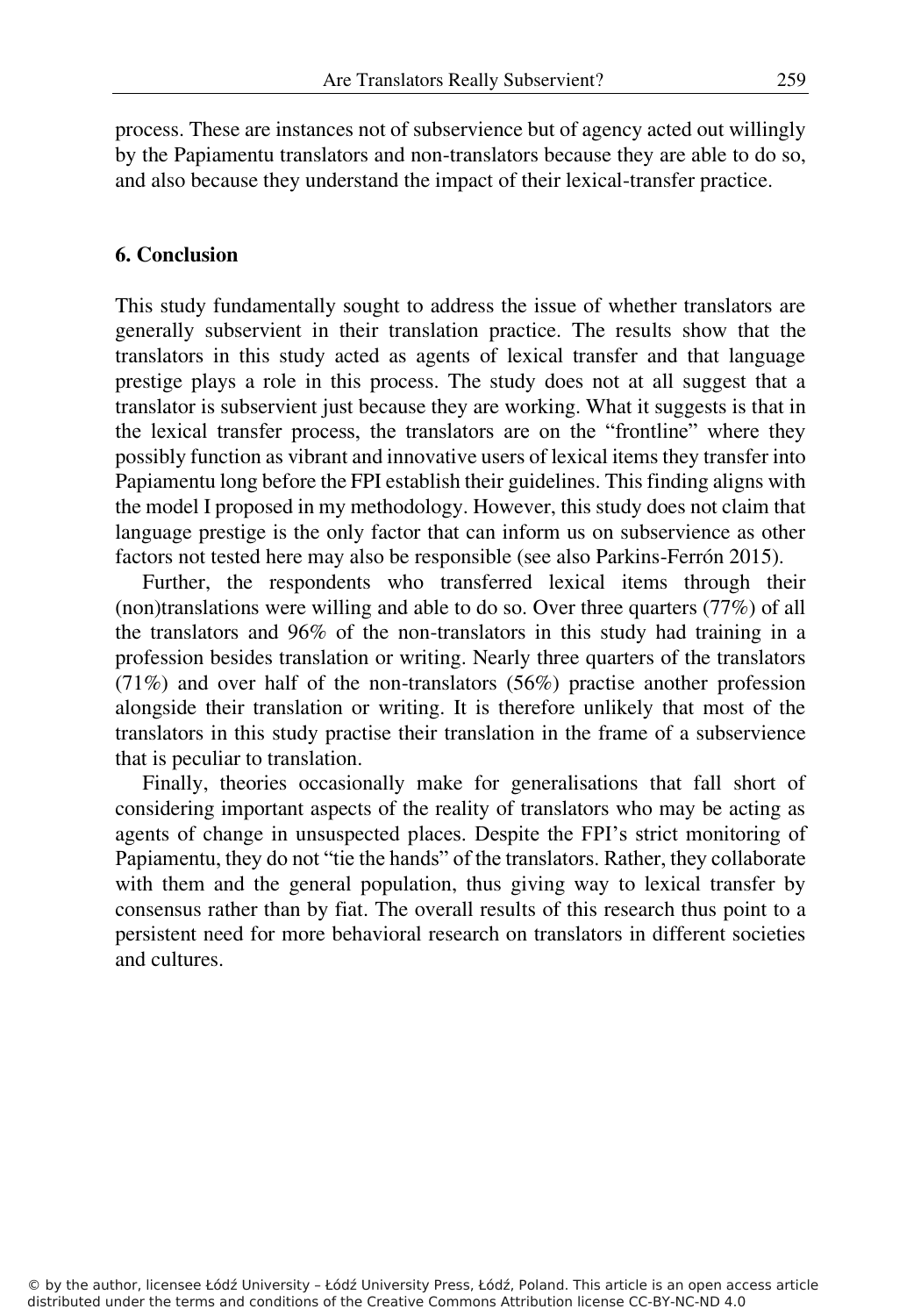process. These are instances not of subservience but of agency acted out willingly by the Papiamentu translators and non-translators because they are able to do so, and also because they understand the impact of their lexical-transfer practice.

## 6. Conclusion

This study fundamentally sought to address the issue of whether translators are generally subservient in their translation practice. The results show that the translators in this study acted as agents of lexical transfer and that language prestige plays a role in this process. The study does not at all suggest that a translator is subservient just because they are working. What it suggests is that in the lexical transfer process, the translators are on the "frontline" where they possibly function as vibrant and innovative users of lexical items they transfer into Papiamentu long before the FPI establish their guidelines. This finding aligns with the model I proposed in my methodology. However, this study does not claim that language prestige is the only factor that can inform us on subservience as other factors not tested here may also be responsible (see also Parkins-Ferrón 2015).

Further, the respondents who transferred lexical items through their (non)translations were willing and able to do so. Over three quarters (77%) of all the translators and 96% of the non-translators in this study had training in a profession besides translation or writing. Nearly three quarters of the translators (71%) and over half of the non-translators (56%) practise another profession alongside their translation or writing. It is therefore unlikely that most of the translators in this study practise their translation in the frame of a subservience that is peculiar to translation.

Finally, theories occasionally make for generalisations that fall short of considering important aspects of the reality of translators who may be acting as agents of change in unsuspected places. Despite the FPI's strict monitoring of Papiamentu, they do not "tie the hands" of the translators. Rather, they collaborate with them and the general population, thus giving way to lexical transfer by consensus rather than by fiat. The overall results of this research thus point to a persistent need for more behavioral research on translators in different societies and cultures.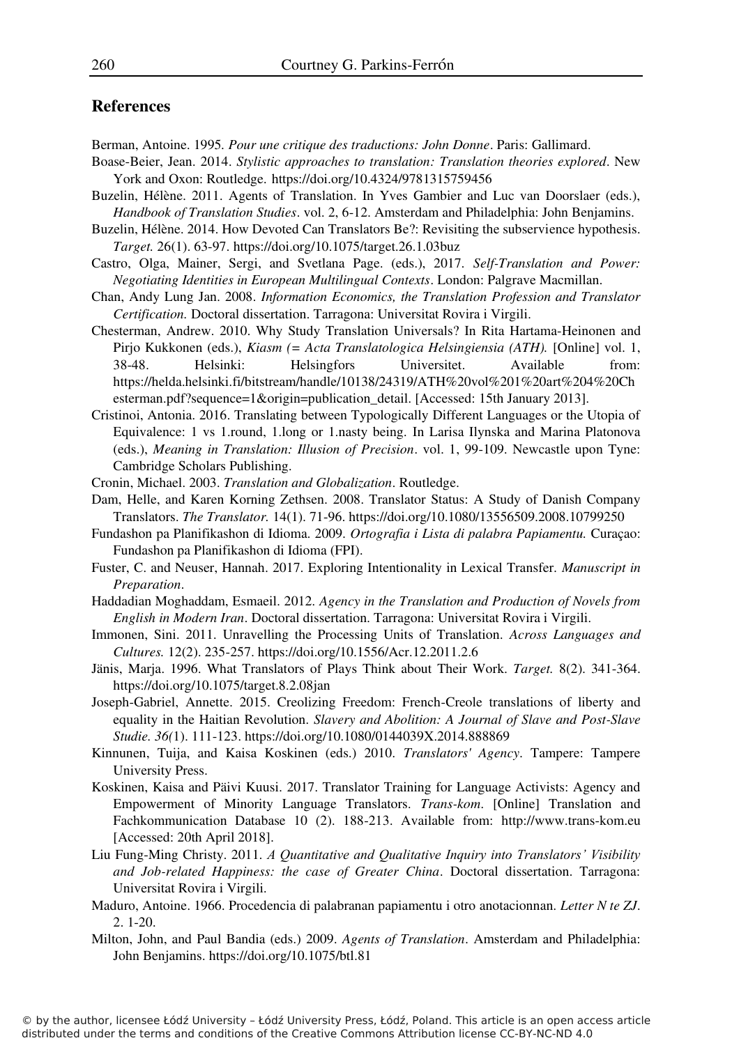## References

Berman, Antoine. 1995. *Pour une critique des traductions: John Donne*. Paris: Gallimard.

Boase-Beier, Jean. 2014. *Stylistic approaches to translation: Translation theories explored*. New York and Oxon: Routledge. https://doi.org/10.4324/9781315759456

Buzelin, Hélène. 2011. Agents of Translation. In Yves Gambier and Luc van Doorslaer (eds.), *Handbook of Translation Studies*. vol. 2, 6-12. Amsterdam and Philadelphia: John Benjamins.

Buzelin, Hélène. 2014. How Devoted Can Translators Be?: Revisiting the subservience hypothesis. *Target.* 26(1). 63-97. https://doi.org/10.1075/target.26.1.03buz

Castro, Olga, Mainer, Sergi, and Svetlana Page. (eds.), 2017. *Self-Translation and Power: Negotiating Identities in European Multilingual Contexts*. London: Palgrave Macmillan.

Chan, Andy Lung Jan. 2008. *Information Economics, the Translation Profession and Translator Certification.* Doctoral dissertation. Tarragona: Universitat Rovira i Virgili.

Chesterman, Andrew. 2010. Why Study Translation Universals? In Rita Hartama-Heinonen and Pirjo Kukkonen (eds.), *Kiasm (= Acta Translatologica Helsingiensia (ATH).* [Online] vol. 1, 38-48. Helsinki: Helsingfors Universitet. Available from: https://helda.helsinki.fi/bitstream/handle/10138/24319/ATH%20vol%201%20art%204%20Chesterman.pdf?sequence=1&origin=publication_detail. [Accessed: 15th January 2013].

Cristinoi, Antonia. 2016. Translating between Typologically Different Languages or the Utopia of Equivalence: 1 vs 1.round, 1.long or 1.nasty being. In Larisa Ilynska and Marina Platonova (eds.), *Meaning in Translation: Illusion of Precision*. vol. 1, 99-109. Newcastle upon Tyne: Cambridge Scholars Publishing.

Cronin, Michael. 2003. *Translation and Globalization*. Routledge.

Dam, Helle, and Karen Korning Zethsen. 2008. Translator Status: A Study of Danish Company Translators. *The Translator.* 14(1). 71-96. https://doi.org/10.1080/13556509.2008.10799250

Fundashon pa Planifikashon di Idioma. 2009. *Ortografia i Lista di palabra Papiamentu.* Curaçao: Fundashon pa Planifikashon di Idioma (FPI).

Fuster, C. and Neuser, Hannah. 2017. Exploring Intentionality in Lexical Transfer. *Manuscript in Preparation*.

Haddadian Moghaddam, Esmaeil. 2012. *Agency in the Translation and Production of Novels from English in Modern Iran*. Doctoral dissertation. Tarragona: Universitat Rovira i Virgili.

Immonen, Sini. 2011. Unravelling the Processing Units of Translation. *Across Languages and Cultures.* 12(2). 235-257. https://doi.org/10.1556/Acr.12.2011.2.6

Jänis, Marja. 1996. What Translators of Plays Think about Their Work. *Target.* 8(2). 341-364. https://doi.org/10.1075/target.8.2.08jan

Joseph-Gabriel, Annette. 2015. Creolizing Freedom: French-Creole translations of liberty and equality in the Haitian Revolution. *Slavery and Abolition: A Journal of Slave and Post-Slave Studie. 36(*1). 111-123. https://doi.org/10.1080/0144039X.2014.888869

Kinnunen, Tuija, and Kaisa Koskinen (eds.) 2010. *Translators' Agency*. Tampere: Tampere University Press.

Koskinen, Kaisa and Päivi Kuusi. 2017. Translator Training for Language Activists: Agency and Empowerment of Minority Language Translators. *Trans-kom.* [Online] Translation and Fachkommunication Database 10 (2). 188-213. Available from: http://www.trans-kom.eu [Accessed: 20th April 2018].

Liu Fung-Ming Christy. 2011. *A Quantitative and Qualitative Inquiry into Translators' Visibility and Job-related Happiness: the case of Greater China*. Doctoral dissertation. Tarragona: Universitat Rovira i Virgili.

Maduro, Antoine. 1966. Procedencia di palabranan papiamentu i otro anotacionnan. *Letter N te ZJ*. 2. 1-20.

Milton, John, and Paul Bandia (eds.) 2009. *Agents of Translation*. Amsterdam and Philadelphia: John Benjamins. https://doi.org/10.1075/btl.81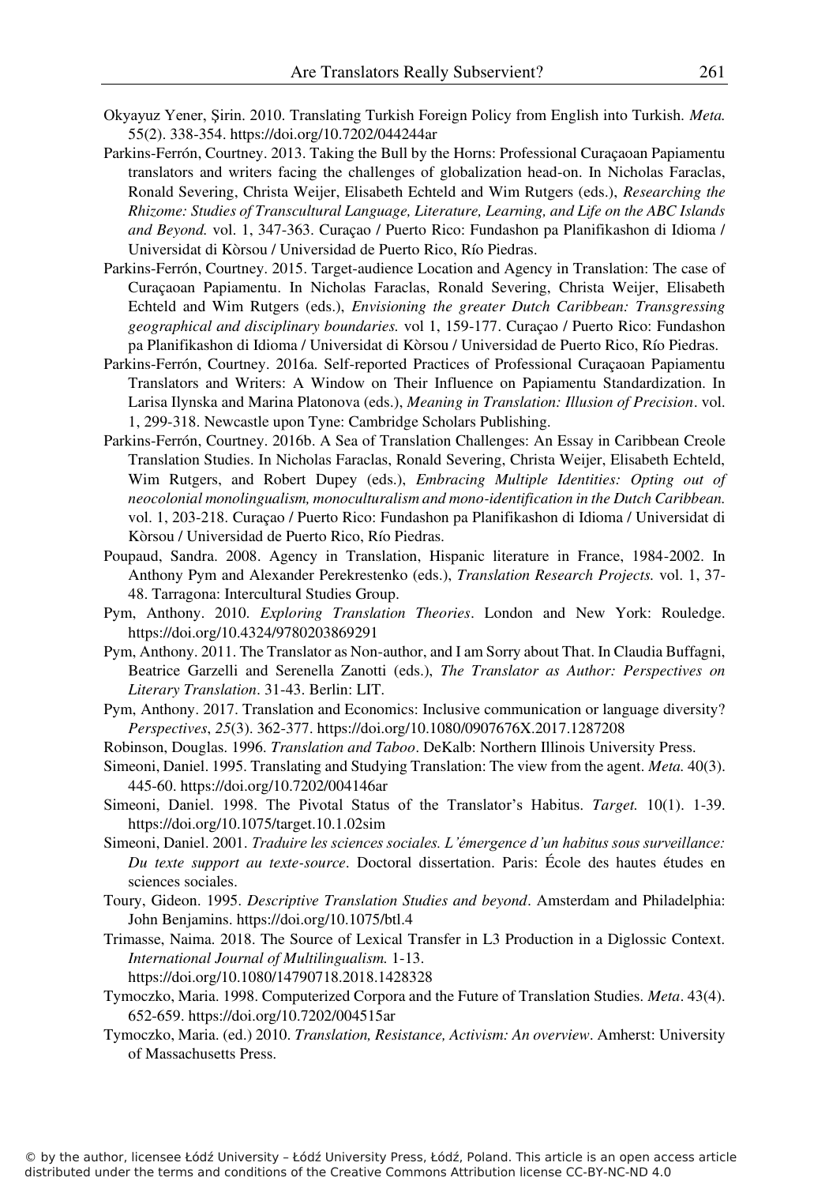Okyayuz Yener, Şirin. 2010. Translating Turkish Foreign Policy from English into Turkish. *Meta.* 55(2). 338-354. https://doi.org/10.7202/044244ar

Parkins-Ferrón, Courtney. 2013. Taking the Bull by the Horns: Professional Curaçaoan Papiamentu translators and writers facing the challenges of globalization head-on. In Nicholas Faraclas, Ronald Severing, Christa Weijer, Elisabeth Echteld and Wim Rutgers (eds.), *Researching the Rhizome: Studies of Transcultural Language, Literature, Learning, and Life on the ABC Islands and Beyond.* vol. 1, 347-363. Curaçao / Puerto Rico: Fundashon pa Planifikashon di Idioma / Universidat di Kòrsou / Universidad de Puerto Rico, Río Piedras.

Parkins-Ferrón, Courtney. 2015. Target-audience Location and Agency in Translation: The case of Curaçaoan Papiamentu. In Nicholas Faraclas, Ronald Severing, Christa Weijer, Elisabeth Echteld and Wim Rutgers (eds.), *Envisioning the greater Dutch Caribbean: Transgressing geographical and disciplinary boundaries.* vol 1, 159-177. Curaçao / Puerto Rico: Fundashon pa Planifikashon di Idioma / Universidat di Kòrsou / Universidad de Puerto Rico, Río Piedras.

Parkins-Ferrón, Courtney. 2016a. Self-reported Practices of Professional Curaçaoan Papiamentu Translators and Writers: A Window on Their Influence on Papiamentu Standardization. In Larisa Ilynska and Marina Platonova (eds.), *Meaning in Translation: Illusion of Precision*. vol. 1, 299-318. Newcastle upon Tyne: Cambridge Scholars Publishing.

Parkins-Ferrón, Courtney. 2016b. A Sea of Translation Challenges: An Essay in Caribbean Creole Translation Studies. In Nicholas Faraclas, Ronald Severing, Christa Weijer, Elisabeth Echteld, Wim Rutgers, and Robert Dupey (eds.), *Embracing Multiple Identities: Opting out of neocolonial monolingualism, monoculturalism and mono-identification in the Dutch Caribbean.* vol. 1, 203-218. Curaçao / Puerto Rico: Fundashon pa Planifikashon di Idioma / Universidat di Kòrsou / Universidad de Puerto Rico, Río Piedras.

Poupaud, Sandra. 2008. Agency in Translation, Hispanic literature in France, 1984-2002. In Anthony Pym and Alexander Perekrestenko (eds.), *Translation Research Projects.* vol. 1, 37-48. Tarragona: Intercultural Studies Group.

Pym, Anthony. 2010. *Exploring Translation Theories*. London and New York: Rouledge. https://doi.org/10.4324/9780203869291

Pym, Anthony. 2011. The Translator as Non-author, and I am Sorry about That. In Claudia Buffagni, Beatrice Garzelli and Serenella Zanotti (eds.), *The Translator as Author: Perspectives on Literary Translation*. 31-43. Berlin: LIT.

Pym, Anthony. 2017. Translation and Economics: Inclusive communication or language diversity? *Perspectives*, *25*(3). 362-377. https://doi.org/10.1080/0907676X.2017.1287208

Robinson, Douglas. 1996. *Translation and Taboo*. DeKalb: Northern Illinois University Press.

Simeoni, Daniel. 1995. Translating and Studying Translation: The view from the agent. *Meta.* 40(3). 445-60. https://doi.org/10.7202/004146ar

Simeoni, Daniel. 1998. The Pivotal Status of the Translator's Habitus. *Target.* 10(1). 1-39. https://doi.org/10.1075/target.10.1.02sim

Simeoni, Daniel. 2001. *Traduire les sciences sociales. L'émergence d'un habitus sous surveillance: Du texte support au texte-source*. Doctoral dissertation. Paris: École des hautes études en sciences sociales.

Toury, Gideon. 1995. *Descriptive Translation Studies and beyond*. Amsterdam and Philadelphia: John Benjamins. https://doi.org/10.1075/btl.4

Trimasse, Naima. 2018. The Source of Lexical Transfer in L3 Production in a Diglossic Context. *International Journal of Multilingualism.* 1-13. https://doi.org/10.1080/14790718.2018.1428328

Tymoczko, Maria. 1998. Computerized Corpora and the Future of Translation Studies. *Meta*. 43(4). 652-659. https://doi.org/10.7202/004515ar

Tymoczko, Maria. (ed.) 2010. *Translation, Resistance, Activism: An overview*. Amherst: University of Massachusetts Press.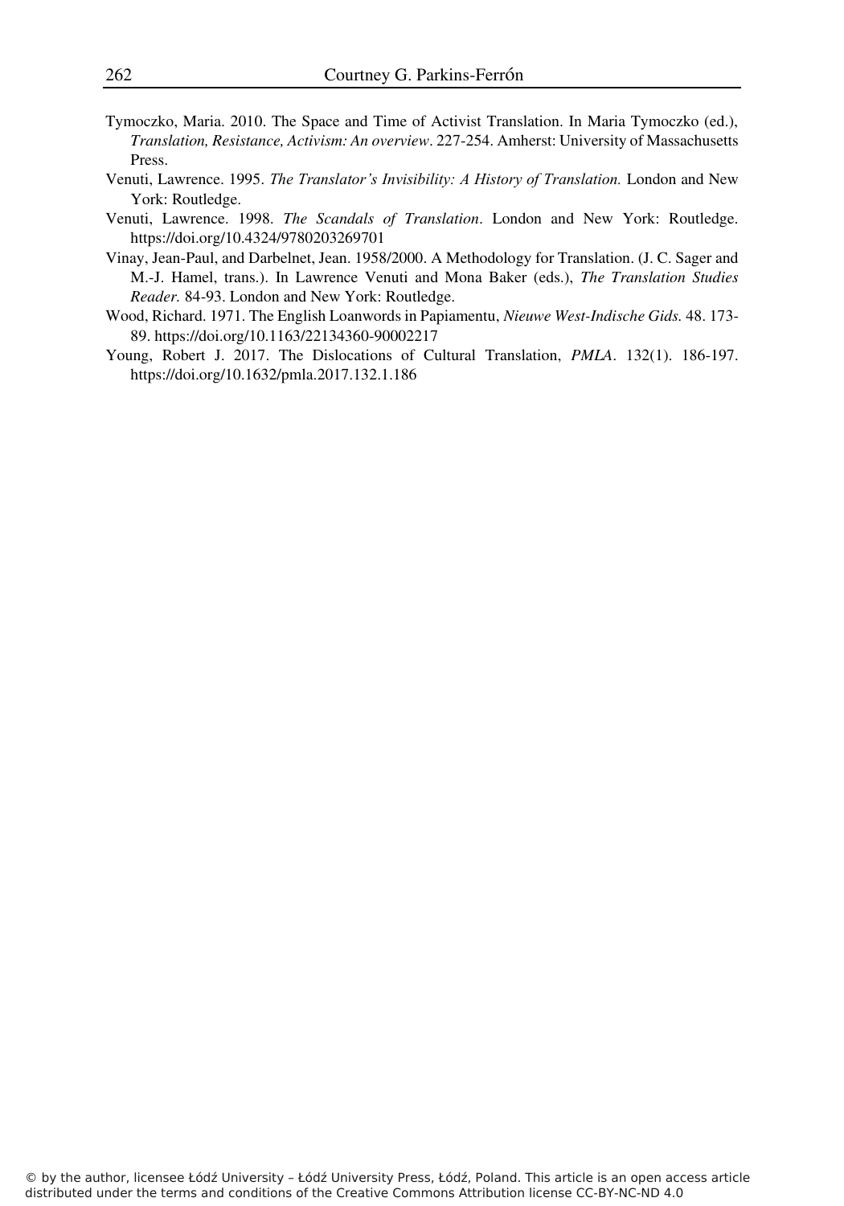Tymoczko, Maria. 2010. The Space and Time of Activist Translation. In Maria Tymoczko (ed.), *Translation, Resistance, Activism: An overview*. 227-254. Amherst: University of Massachusetts Press.

Venuti, Lawrence. 1995. *The Translator's Invisibility: A History of Translation.* London and New York: Routledge.

Venuti, Lawrence. 1998. *The Scandals of Translation*. London and New York: Routledge. https://doi.org/10.4324/9780203269701

Vinay, Jean-Paul, and Darbelnet, Jean. 1958/2000. A Methodology for Translation. (J. C. Sager and M.-J. Hamel, trans.). In Lawrence Venuti and Mona Baker (eds.), *The Translation Studies Reader.* 84-93. London and New York: Routledge.

Wood, Richard. 1971. The English Loanwords in Papiamentu, *Nieuwe West-Indische Gids.* 48. 173-89. https://doi.org/10.1163/22134360-90002217

Young, Robert J. 2017. The Dislocations of Cultural Translation, *PMLA*. 132(1). 186-197. https://doi.org/10.1632/pmla.2017.132.1.186

© by the author, licensee Łódź University – Łódź University Press, Łódź, Poland. This article is an open access article distributed under the terms and conditions of the Creative Commons Attribution license CC-BY-NC-ND 4.0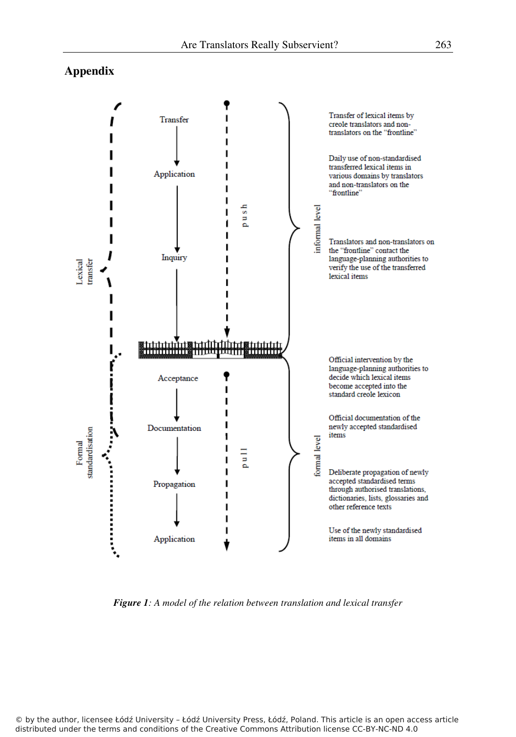## Appendix

Lexical transfer

Formal standardisation

Transfer

Application

Inquiry

push

Acceptance

Documentation

Propagation

Application

pull

informal level

formal level

Transfer of lexical items by creole translators and non-translators on the "frontline"

Daily use of non-standardised transferred lexical items in various domains by translators and non-translators on the "frontline"

Translators and non-translators on the "frontline" contact the language-planning authorities to verify the use of the transferred lexical items

Official intervention by the language-planning authorities to decide which lexical items become accepted into the standard creole lexicon

Official documentation of the newly accepted standardised items

Deliberate propagation of newly accepted standardised terms through authorised translations, dictionaries, lists, glossaries and other reference texts

Use of the newly standardised items in all domains

***Figure 1**: A model of the relation between translation and lexical transfer*

© by the author, licensee Łódź University – Łódź University Press, Łódź, Poland. This article is an open access article distributed under the terms and conditions of the Creative Commons Attribution license CC-BY-NC-ND 4.0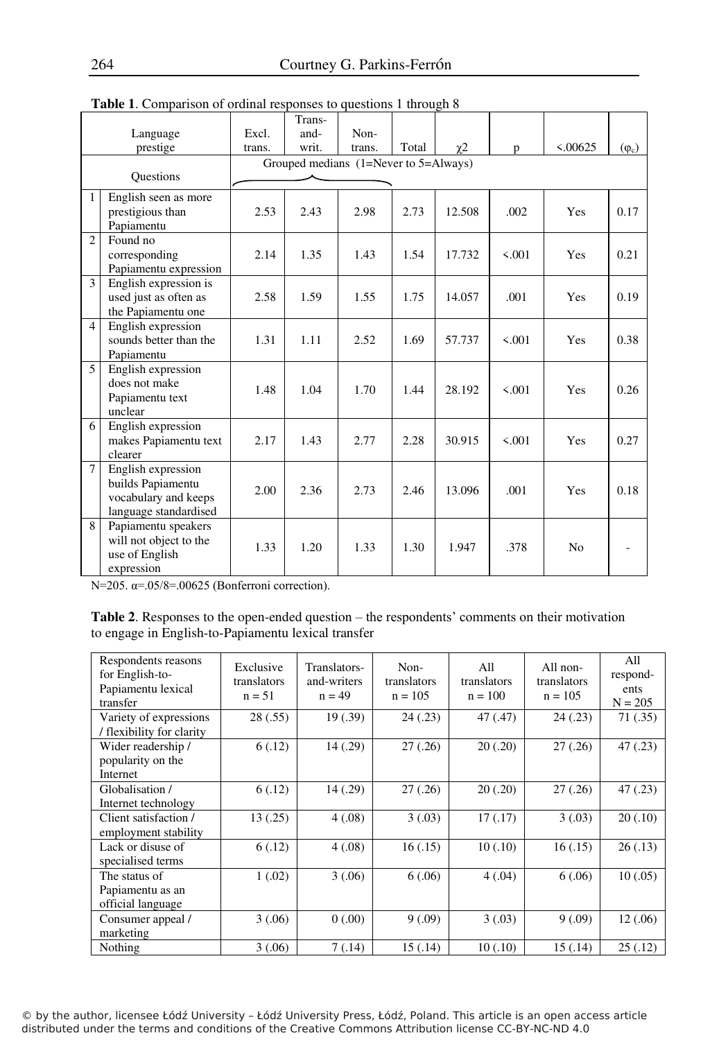**Table 1**. Comparison of ordinal responses to questions 1 through 8

| Language prestige | | Excl. trans. | Trans-and-writ. | Non-trans. | Total | $\chi2$ | p | <.00625 | ($\varphi_c$) |
|---|---|---|---|---|---|---|---|---|---|
| Questions | | Grouped medians (1=Never to 5=Always) | | | | | | | |
| 1 | English seen as more prestigious than Papiamentu | 2.53 | 2.43 | 2.98 | 2.73 | 12.508 | .002 | Yes | 0.17 |
| 2 | Found no corresponding Papiamentu expression | 2.14 | 1.35 | 1.43 | 1.54 | 17.732 | <.001 | Yes | 0.21 |
| 3 | English expression is used just as often as the Papiamentu one | 2.58 | 1.59 | 1.55 | 1.75 | 14.057 | .001 | Yes | 0.19 |
| 4 | English expression sounds better than the Papiamentu | 1.31 | 1.11 | 2.52 | 1.69 | 57.737 | <.001 | Yes | 0.38 |
| 5 | English expression does not make Papiamentu text unclear | 1.48 | 1.04 | 1.70 | 1.44 | 28.192 | <.001 | Yes | 0.26 |
| 6 | English expression makes Papiamentu text clearer | 2.17 | 1.43 | 2.77 | 2.28 | 30.915 | <.001 | Yes | 0.27 |
| 7 | English expression builds Papiamentu vocabulary and keeps language standardised | 2.00 | 2.36 | 2.73 | 2.46 | 13.096 | .001 | Yes | 0.18 |
| 8 | Papiamentu speakers will not object to the use of English expression | 1.33 | 1.20 | 1.33 | 1.30 | 1.947 | .378 | No | - |

N=205. $\alpha$=.05/8=.00625 (Bonferroni correction).

**Table 2**. Responses to the open-ended question – the respondents' comments on their motivation to engage in English-to-Papiamentu lexical transfer

| Respondents reasons for English-to-Papiamentu lexical transfer | Exclusive translators n = 51 | Translators-and-writers n = 49 | Non-translators n = 105 | All translators n = 100 | All non-translators n = 105 | All respondents N = 205 |
|---|---|---|---|---|---|---|
| Variety of expressions / flexibility for clarity | 28 (.55) | 19 (.39) | 24 (.23) | 47 (.47) | 24 (.23) | 71 (.35) |
| Wider readership / popularity on the Internet | 6 (.12) | 14 (.29) | 27 (.26) | 20 (.20) | 27 (.26) | 47 (.23) |
| Globalisation / Internet technology | 6 (.12) | 14 (.29) | 27 (.26) | 20 (.20) | 27 (.26) | 47 (.23) |
| Client satisfaction / employment stability | 13 (.25) | 4 (.08) | 3 (.03) | 17 (.17) | 3 (.03) | 20 (.10) |
| Lack or disuse of specialised terms | 6 (.12) | 4 (.08) | 16 (.15) | 10 (.10) | 16 (.15) | 26 (.13) |
| The status of Papiamentu as an official language | 1 (.02) | 3 (.06) | 6 (.06) | 4 (.04) | 6 (.06) | 10 (.05) |
| Consumer appeal / marketing | 3 (.06) | 0 (.00) | 9 (.09) | 3 (.03) | 9 (.09) | 12 (.06) |
| Nothing | 3 (.06) | 7 (.14) | 15 (.14) | 10 (.10) | 15 (.14) | 25 (.12) |

© by the author, licensee Łódź University – Łódź University Press, Łódź, Poland. This article is an open access article distributed under the terms and conditions of the Creative Commons Attribution license CC-BY-NC-ND 4.0